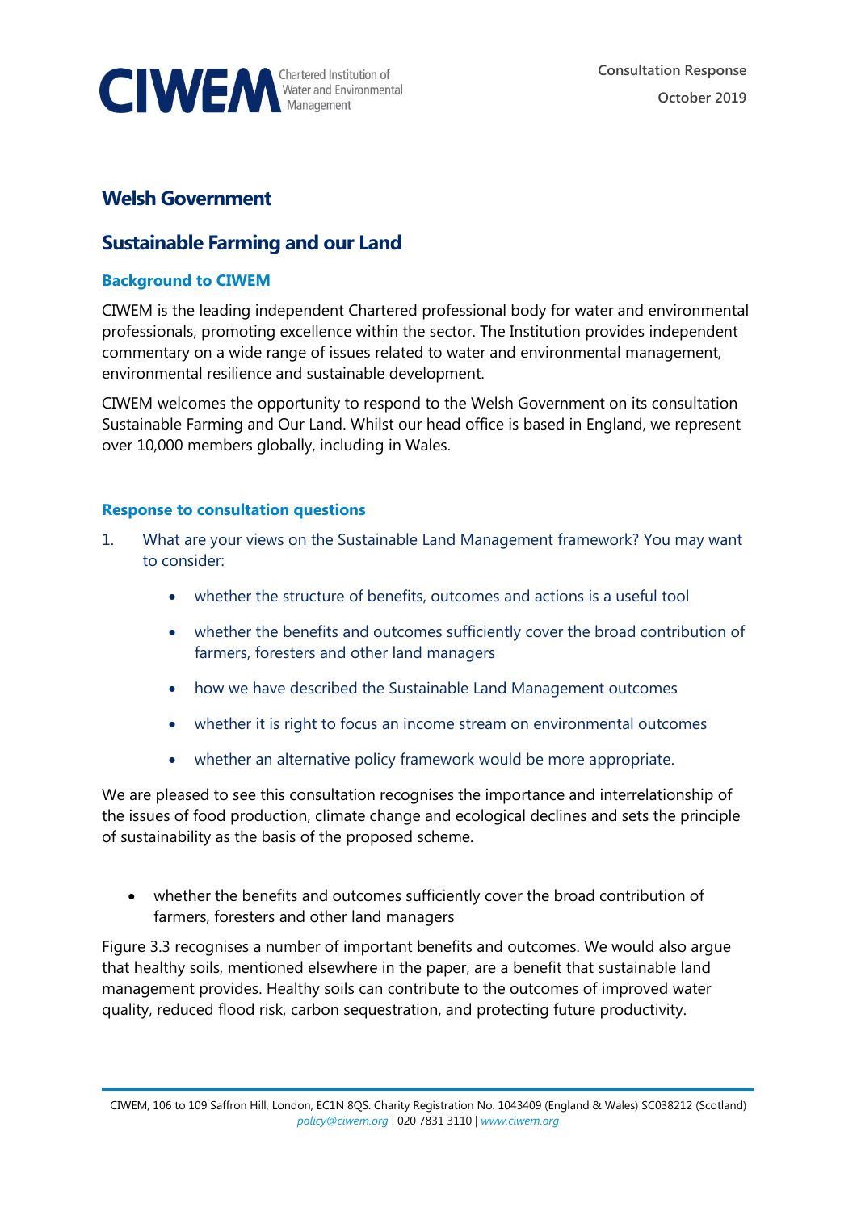CIWEM Chartered Institution of Water and Environmental Management

Consultation Response

October 2019

## Welsh Government

## Sustainable Farming and our Land

### Background to CIWEM

CIWEM is the leading independent Chartered professional body for water and environmental professionals, promoting excellence within the sector. The Institution provides independent commentary on a wide range of issues related to water and environmental management, environmental resilience and sustainable development.

CIWEM welcomes the opportunity to respond to the Welsh Government on its consultation Sustainable Farming and Our Land. Whilst our head office is based in England, we represent over 10,000 members globally, including in Wales.

### Response to consultation questions

1. What are your views on the Sustainable Land Management framework? You may want to consider:

    - whether the structure of benefits, outcomes and actions is a useful tool
    - whether the benefits and outcomes sufficiently cover the broad contribution of farmers, foresters and other land managers
    - how we have described the Sustainable Land Management outcomes
    - whether it is right to focus an income stream on environmental outcomes
    - whether an alternative policy framework would be more appropriate.

We are pleased to see this consultation recognises the importance and interrelationship of the issues of food production, climate change and ecological declines and sets the principle of sustainability as the basis of the proposed scheme.

- whether the benefits and outcomes sufficiently cover the broad contribution of farmers, foresters and other land managers

Figure 3.3 recognises a number of important benefits and outcomes. We would also argue that healthy soils, mentioned elsewhere in the paper, are a benefit that sustainable land management provides. Healthy soils can contribute to the outcomes of improved water quality, reduced flood risk, carbon sequestration, and protecting future productivity.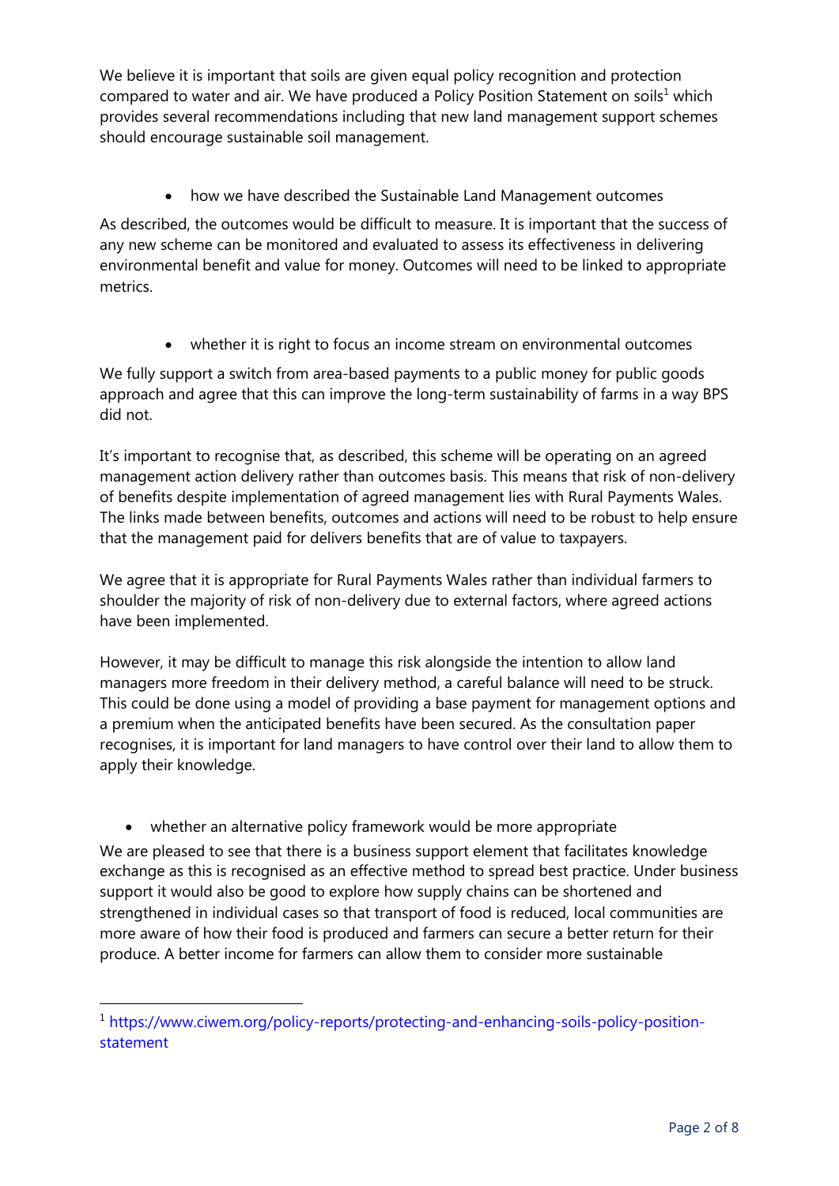We believe it is important that soils are given equal policy recognition and protection compared to water and air. We have produced a Policy Position Statement on soils[1] which provides several recommendations including that new land management support schemes should encourage sustainable soil management.

- how we have described the Sustainable Land Management outcomes

As described, the outcomes would be difficult to measure. It is important that the success of any new scheme can be monitored and evaluated to assess its effectiveness in delivering environmental benefit and value for money. Outcomes will need to be linked to appropriate metrics.

- whether it is right to focus an income stream on environmental outcomes

We fully support a switch from area-based payments to a public money for public goods approach and agree that this can improve the long-term sustainability of farms in a way BPS did not.

It's important to recognise that, as described, this scheme will be operating on an agreed management action delivery rather than outcomes basis. This means that risk of non-delivery of benefits despite implementation of agreed management lies with Rural Payments Wales. The links made between benefits, outcomes and actions will need to be robust to help ensure that the management paid for delivers benefits that are of value to taxpayers.

We agree that it is appropriate for Rural Payments Wales rather than individual farmers to shoulder the majority of risk of non-delivery due to external factors, where agreed actions have been implemented.

However, it may be difficult to manage this risk alongside the intention to allow land managers more freedom in their delivery method, a careful balance will need to be struck. This could be done using a model of providing a base payment for management options and a premium when the anticipated benefits have been secured. As the consultation paper recognises, it is important for land managers to have control over their land to allow them to apply their knowledge.

- whether an alternative policy framework would be more appropriate

We are pleased to see that there is a business support element that facilitates knowledge exchange as this is recognised as an effective method to spread best practice. Under business support it would also be good to explore how supply chains can be shortened and strengthened in individual cases so that transport of food is reduced, local communities are more aware of how their food is produced and farmers can secure a better return for their produce. A better income for farmers can allow them to consider more sustainable

[1] https://www.ciwem.org/policy-reports/protecting-and-enhancing-soils-policy-position-statement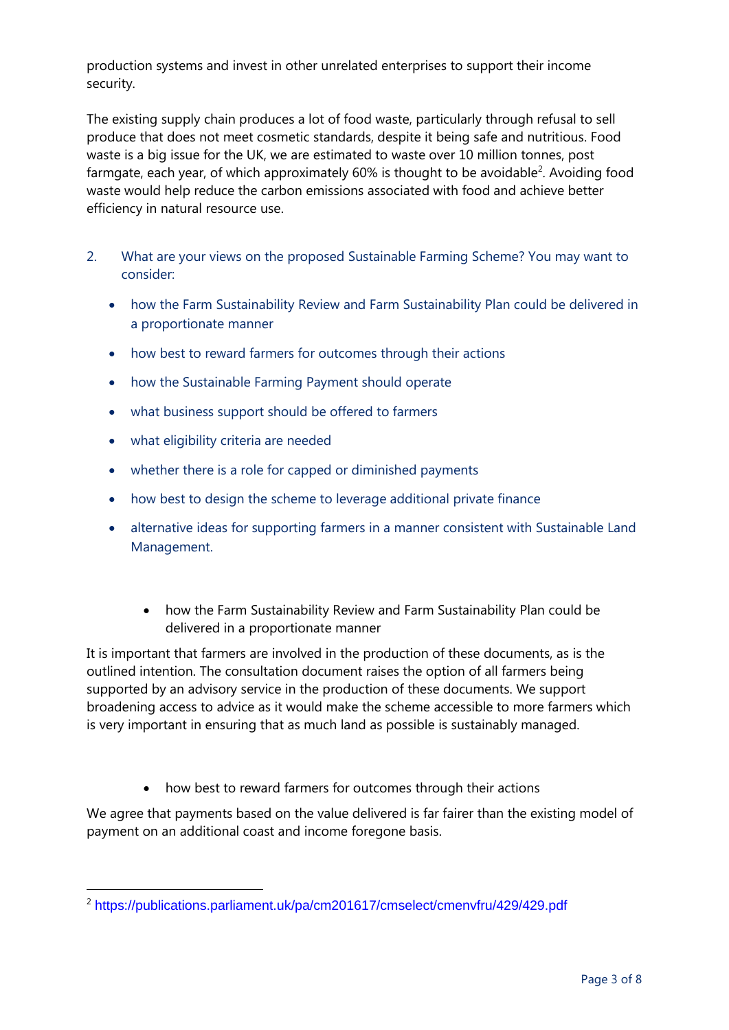production systems and invest in other unrelated enterprises to support their income security.

The existing supply chain produces a lot of food waste, particularly through refusal to sell produce that does not meet cosmetic standards, despite it being safe and nutritious. Food waste is a big issue for the UK, we are estimated to waste over 10 million tonnes, post farmgate, each year, of which approximately 60% is thought to be avoidable[2]. Avoiding food waste would help reduce the carbon emissions associated with food and achieve better efficiency in natural resource use.

2. What are your views on the proposed Sustainable Farming Scheme? You may want to consider:

    - how the Farm Sustainability Review and Farm Sustainability Plan could be delivered in a proportionate manner
    - how best to reward farmers for outcomes through their actions
    - how the Sustainable Farming Payment should operate
    - what business support should be offered to farmers
    - what eligibility criteria are needed
    - whether there is a role for capped or diminished payments
    - how best to design the scheme to leverage additional private finance
    - alternative ideas for supporting farmers in a manner consistent with Sustainable Land Management.

- how the Farm Sustainability Review and Farm Sustainability Plan could be delivered in a proportionate manner

It is important that farmers are involved in the production of these documents, as is the outlined intention. The consultation document raises the option of all farmers being supported by an advisory service in the production of these documents. We support broadening access to advice as it would make the scheme accessible to more farmers which is very important in ensuring that as much land as possible is sustainably managed.

- how best to reward farmers for outcomes through their actions

We agree that payments based on the value delivered is far fairer than the existing model of payment on an additional coast and income foregone basis.

---

[2] https://publications.parliament.uk/pa/cm201617/cmselect/cmenvfru/429/429.pdf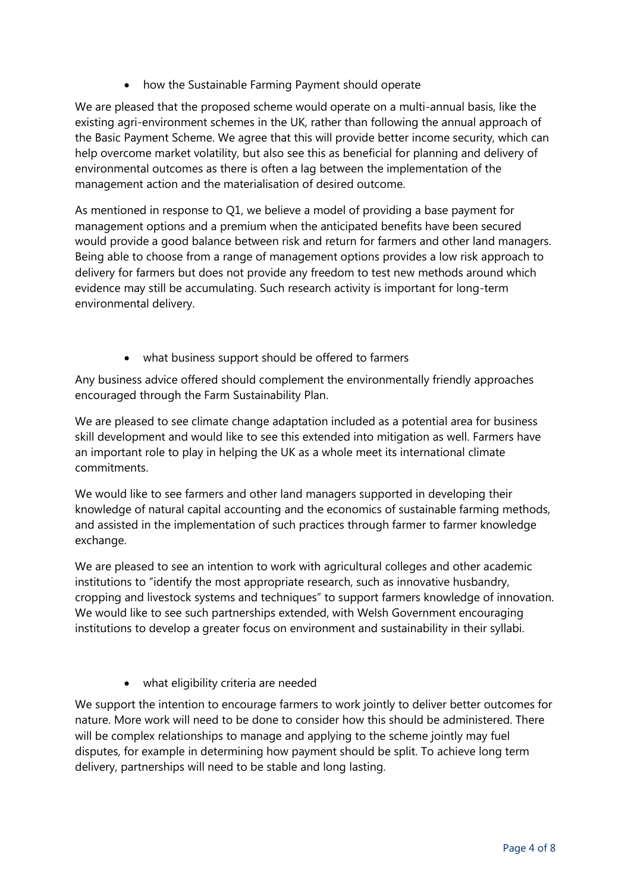- how the Sustainable Farming Payment should operate

We are pleased that the proposed scheme would operate on a multi-annual basis, like the existing agri-environment schemes in the UK, rather than following the annual approach of the Basic Payment Scheme. We agree that this will provide better income security, which can help overcome market volatility, but also see this as beneficial for planning and delivery of environmental outcomes as there is often a lag between the implementation of the management action and the materialisation of desired outcome.

As mentioned in response to Q1, we believe a model of providing a base payment for management options and a premium when the anticipated benefits have been secured would provide a good balance between risk and return for farmers and other land managers. Being able to choose from a range of management options provides a low risk approach to delivery for farmers but does not provide any freedom to test new methods around which evidence may still be accumulating. Such research activity is important for long-term environmental delivery.

- what business support should be offered to farmers

Any business advice offered should complement the environmentally friendly approaches encouraged through the Farm Sustainability Plan.

We are pleased to see climate change adaptation included as a potential area for business skill development and would like to see this extended into mitigation as well. Farmers have an important role to play in helping the UK as a whole meet its international climate commitments.

We would like to see farmers and other land managers supported in developing their knowledge of natural capital accounting and the economics of sustainable farming methods, and assisted in the implementation of such practices through farmer to farmer knowledge exchange.

We are pleased to see an intention to work with agricultural colleges and other academic institutions to "identify the most appropriate research, such as innovative husbandry, cropping and livestock systems and techniques" to support farmers knowledge of innovation. We would like to see such partnerships extended, with Welsh Government encouraging institutions to develop a greater focus on environment and sustainability in their syllabi.

- what eligibility criteria are needed

We support the intention to encourage farmers to work jointly to deliver better outcomes for nature. More work will need to be done to consider how this should be administered. There will be complex relationships to manage and applying to the scheme jointly may fuel disputes, for example in determining how payment should be split. To achieve long term delivery, partnerships will need to be stable and long lasting.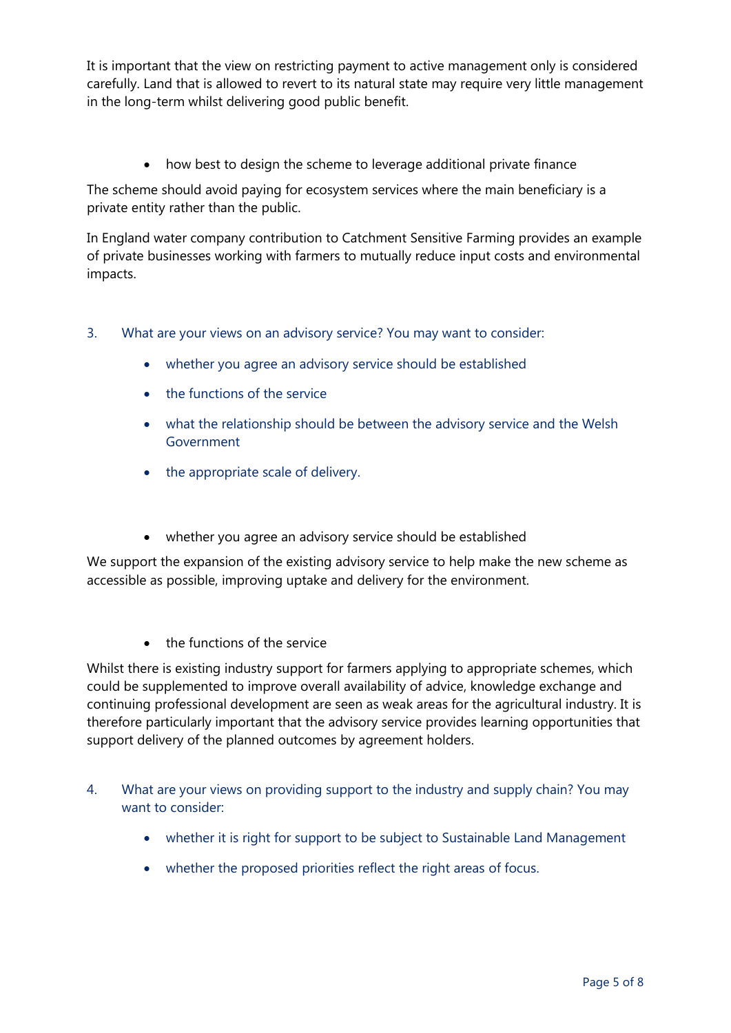It is important that the view on restricting payment to active management only is considered carefully. Land that is allowed to revert to its natural state may require very little management in the long-term whilst delivering good public benefit.

- how best to design the scheme to leverage additional private finance

The scheme should avoid paying for ecosystem services where the main beneficiary is a private entity rather than the public.

In England water company contribution to Catchment Sensitive Farming provides an example of private businesses working with farmers to mutually reduce input costs and environmental impacts.

3. What are your views on an advisory service? You may want to consider:
   - whether you agree an advisory service should be established
   - the functions of the service
   - what the relationship should be between the advisory service and the Welsh Government
   - the appropriate scale of delivery.

- whether you agree an advisory service should be established

We support the expansion of the existing advisory service to help make the new scheme as accessible as possible, improving uptake and delivery for the environment.

- the functions of the service

Whilst there is existing industry support for farmers applying to appropriate schemes, which could be supplemented to improve overall availability of advice, knowledge exchange and continuing professional development are seen as weak areas for the agricultural industry. It is therefore particularly important that the advisory service provides learning opportunities that support delivery of the planned outcomes by agreement holders.

4. What are your views on providing support to the industry and supply chain? You may want to consider:
   - whether it is right for support to be subject to Sustainable Land Management
   - whether the proposed priorities reflect the right areas of focus.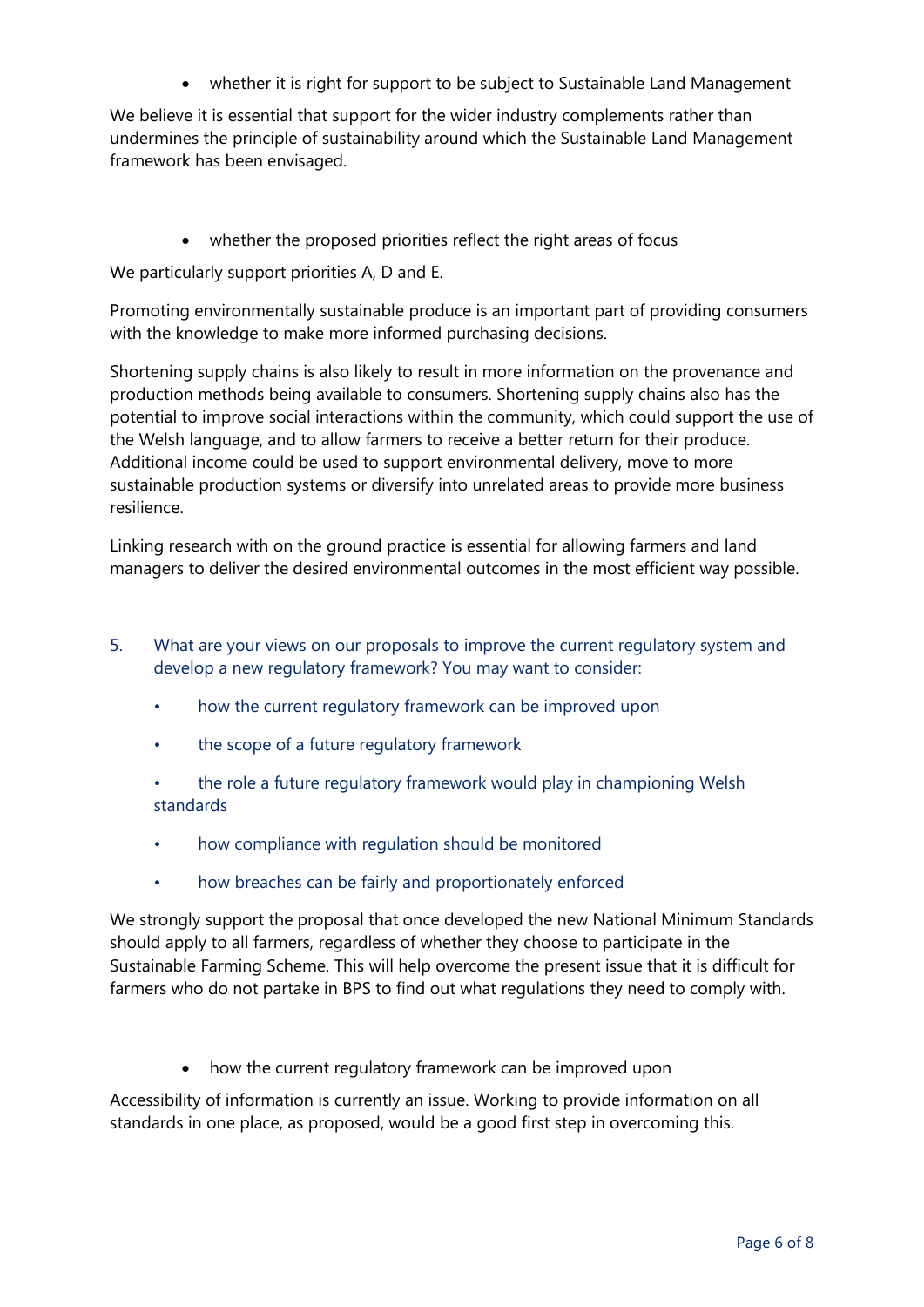- whether it is right for support to be subject to Sustainable Land Management

We believe it is essential that support for the wider industry complements rather than undermines the principle of sustainability around which the Sustainable Land Management framework has been envisaged.

- whether the proposed priorities reflect the right areas of focus

We particularly support priorities A, D and E.

Promoting environmentally sustainable produce is an important part of providing consumers with the knowledge to make more informed purchasing decisions.

Shortening supply chains is also likely to result in more information on the provenance and production methods being available to consumers. Shortening supply chains also has the potential to improve social interactions within the community, which could support the use of the Welsh language, and to allow farmers to receive a better return for their produce. Additional income could be used to support environmental delivery, move to more sustainable production systems or diversify into unrelated areas to provide more business resilience.

Linking research with on the ground practice is essential for allowing farmers and land managers to deliver the desired environmental outcomes in the most efficient way possible.

5. What are your views on our proposals to improve the current regulatory system and develop a new regulatory framework? You may want to consider:

   - how the current regulatory framework can be improved upon
   - the scope of a future regulatory framework
   - the role a future regulatory framework would play in championing Welsh standards
   - how compliance with regulation should be monitored
   - how breaches can be fairly and proportionately enforced

We strongly support the proposal that once developed the new National Minimum Standards should apply to all farmers, regardless of whether they choose to participate in the Sustainable Farming Scheme. This will help overcome the present issue that it is difficult for farmers who do not partake in BPS to find out what regulations they need to comply with.

- how the current regulatory framework can be improved upon

Accessibility of information is currently an issue. Working to provide information on all standards in one place, as proposed, would be a good first step in overcoming this.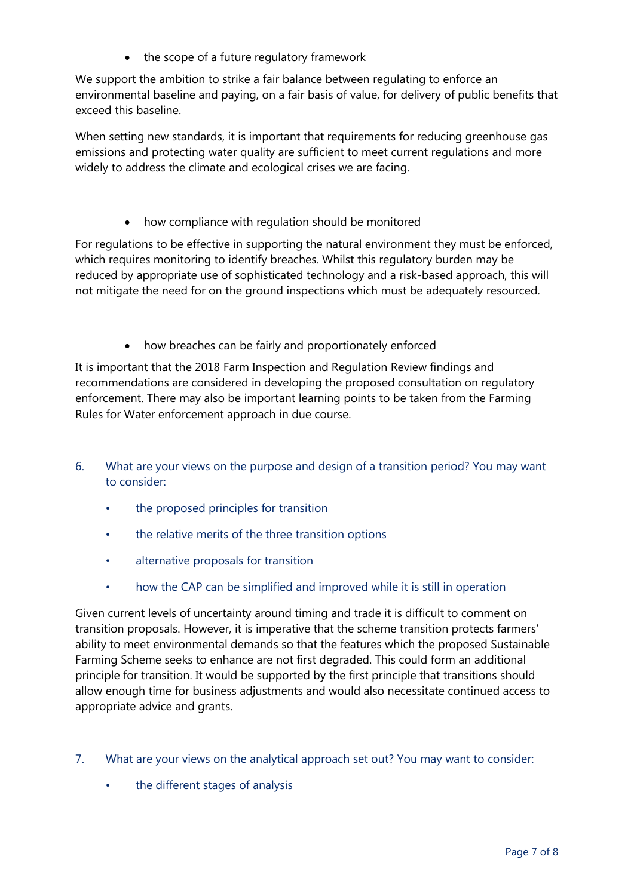- the scope of a future regulatory framework

We support the ambition to strike a fair balance between regulating to enforce an environmental baseline and paying, on a fair basis of value, for delivery of public benefits that exceed this baseline.

When setting new standards, it is important that requirements for reducing greenhouse gas emissions and protecting water quality are sufficient to meet current regulations and more widely to address the climate and ecological crises we are facing.

- how compliance with regulation should be monitored

For regulations to be effective in supporting the natural environment they must be enforced, which requires monitoring to identify breaches. Whilst this regulatory burden may be reduced by appropriate use of sophisticated technology and a risk-based approach, this will not mitigate the need for on the ground inspections which must be adequately resourced.

- how breaches can be fairly and proportionately enforced

It is important that the 2018 Farm Inspection and Regulation Review findings and recommendations are considered in developing the proposed consultation on regulatory enforcement. There may also be important learning points to be taken from the Farming Rules for Water enforcement approach in due course.

6. What are your views on the purpose and design of a transition period? You may want to consider:

   - the proposed principles for transition
   - the relative merits of the three transition options
   - alternative proposals for transition
   - how the CAP can be simplified and improved while it is still in operation

Given current levels of uncertainty around timing and trade it is difficult to comment on transition proposals. However, it is imperative that the scheme transition protects farmers' ability to meet environmental demands so that the features which the proposed Sustainable Farming Scheme seeks to enhance are not first degraded. This could form an additional principle for transition. It would be supported by the first principle that transitions should allow enough time for business adjustments and would also necessitate continued access to appropriate advice and grants.

7. What are your views on the analytical approach set out? You may want to consider:

   - the different stages of analysis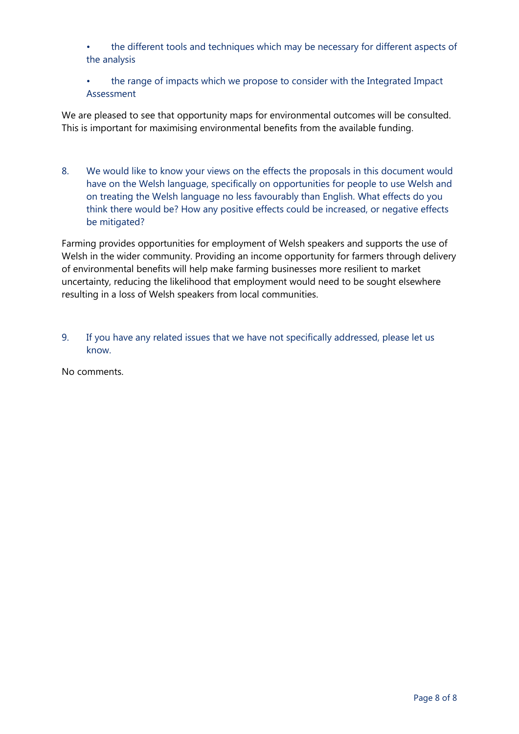- the different tools and techniques which may be necessary for different aspects of the analysis
- the range of impacts which we propose to consider with the Integrated Impact Assessment

We are pleased to see that opportunity maps for environmental outcomes will be consulted. This is important for maximising environmental benefits from the available funding.

8. We would like to know your views on the effects the proposals in this document would have on the Welsh language, specifically on opportunities for people to use Welsh and on treating the Welsh language no less favourably than English. What effects do you think there would be? How any positive effects could be increased, or negative effects be mitigated?

Farming provides opportunities for employment of Welsh speakers and supports the use of Welsh in the wider community. Providing an income opportunity for farmers through delivery of environmental benefits will help make farming businesses more resilient to market uncertainty, reducing the likelihood that employment would need to be sought elsewhere resulting in a loss of Welsh speakers from local communities.

9. If you have any related issues that we have not specifically addressed, please let us know.

No comments.